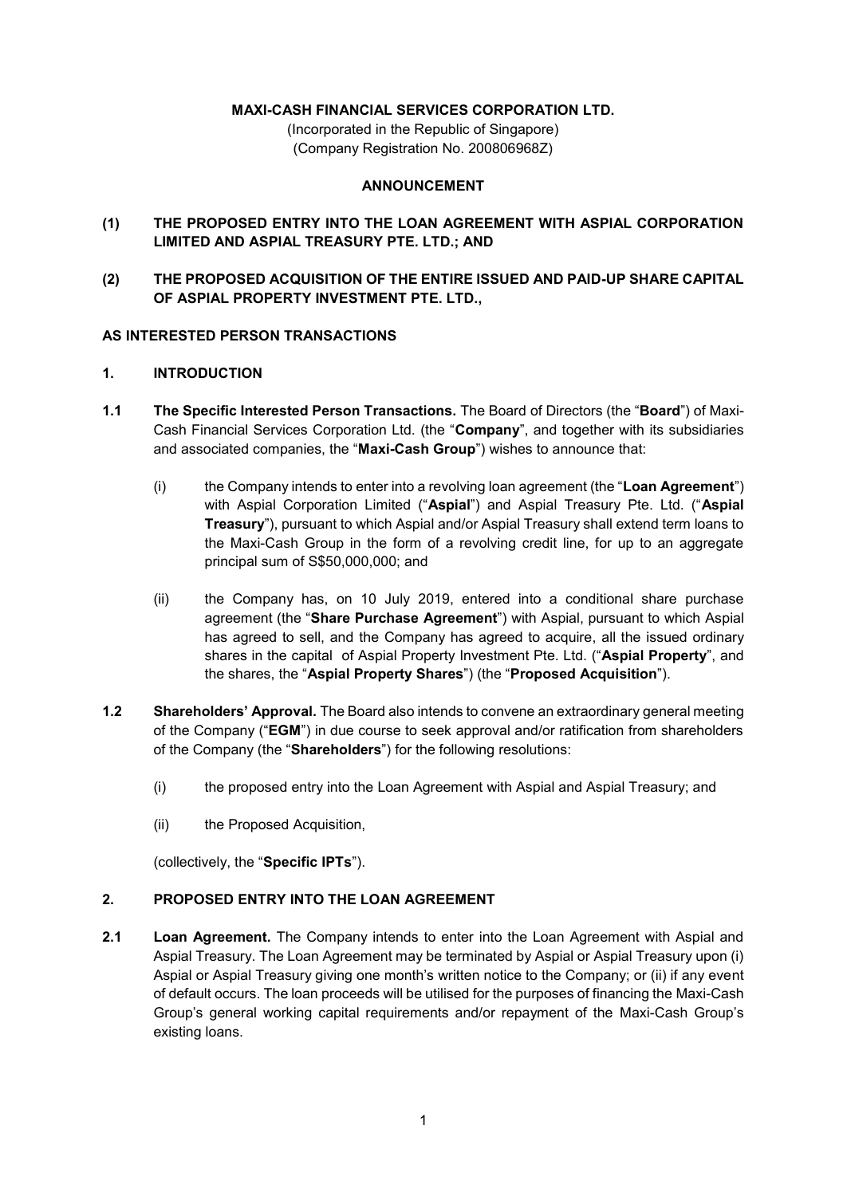**MAXI-CASH FINANCIAL SERVICES CORPORATION LTD.**
(Incorporated in the Republic of Singapore)
(Company Registration No. 200806968Z)

**ANNOUNCEMENT**

**(1) THE PROPOSED ENTRY INTO THE LOAN AGREEMENT WITH ASPIAL CORPORATION LIMITED AND ASPIAL TREASURY PTE. LTD.; AND**

**(2) THE PROPOSED ACQUISITION OF THE ENTIRE ISSUED AND PAID-UP SHARE CAPITAL OF ASPIAL PROPERTY INVESTMENT PTE. LTD.,**

**AS INTERESTED PERSON TRANSACTIONS**

## 1. INTRODUCTION

**1.1 The Specific Interested Person Transactions.** The Board of Directors (the "**Board**") of Maxi-Cash Financial Services Corporation Ltd. (the "**Company**", and together with its subsidiaries and associated companies, the "**Maxi-Cash Group**") wishes to announce that:

(i) the Company intends to enter into a revolving loan agreement (the "**Loan Agreement**") with Aspial Corporation Limited ("**Aspial**") and Aspial Treasury Pte. Ltd. ("**Aspial Treasury**"), pursuant to which Aspial and/or Aspial Treasury shall extend term loans to the Maxi-Cash Group in the form of a revolving credit line, for up to an aggregate principal sum of S$50,000,000; and

(ii) the Company has, on 10 July 2019, entered into a conditional share purchase agreement (the "**Share Purchase Agreement**") with Aspial, pursuant to which Aspial has agreed to sell, and the Company has agreed to acquire, all the issued ordinary shares in the capital of Aspial Property Investment Pte. Ltd. ("**Aspial Property**", and the shares, the "**Aspial Property Shares**") (the "**Proposed Acquisition**").

**1.2 Shareholders' Approval.** The Board also intends to convene an extraordinary general meeting of the Company ("**EGM**") in due course to seek approval and/or ratification from shareholders of the Company (the "**Shareholders**") for the following resolutions:

(i) the proposed entry into the Loan Agreement with Aspial and Aspial Treasury; and

(ii) the Proposed Acquisition,

(collectively, the "**Specific IPTs**").

## 2. PROPOSED ENTRY INTO THE LOAN AGREEMENT

**2.1 Loan Agreement.** The Company intends to enter into the Loan Agreement with Aspial and Aspial Treasury. The Loan Agreement may be terminated by Aspial or Aspial Treasury upon (i) Aspial or Aspial Treasury giving one month's written notice to the Company; or (ii) if any event of default occurs. The loan proceeds will be utilised for the purposes of financing the Maxi-Cash Group's general working capital requirements and/or repayment of the Maxi-Cash Group's existing loans.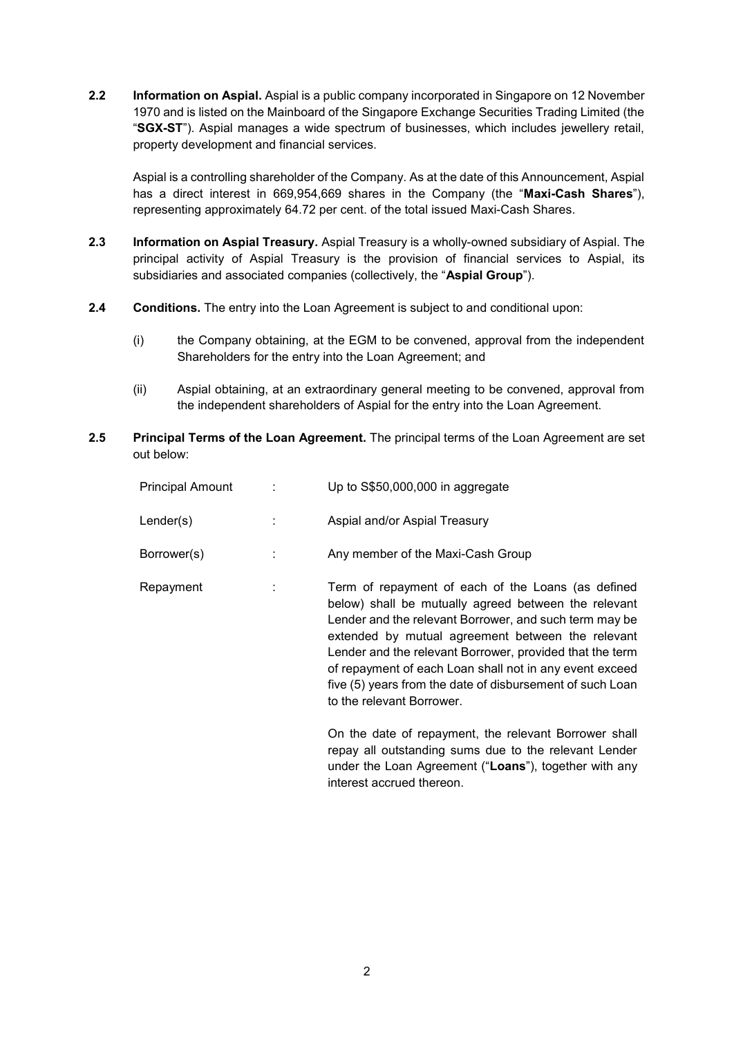**2.2 Information on Aspial.** Aspial is a public company incorporated in Singapore on 12 November 1970 and is listed on the Mainboard of the Singapore Exchange Securities Trading Limited (the "**SGX-ST**"). Aspial manages a wide spectrum of businesses, which includes jewellery retail, property development and financial services.

Aspial is a controlling shareholder of the Company. As at the date of this Announcement, Aspial has a direct interest in 669,954,669 shares in the Company (the "**Maxi-Cash Shares**"), representing approximately 64.72 per cent. of the total issued Maxi-Cash Shares.

**2.3 Information on Aspial Treasury.** Aspial Treasury is a wholly-owned subsidiary of Aspial. The principal activity of Aspial Treasury is the provision of financial services to Aspial, its subsidiaries and associated companies (collectively, the "**Aspial Group**").

**2.4 Conditions.** The entry into the Loan Agreement is subject to and conditional upon:

(i) the Company obtaining, at the EGM to be convened, approval from the independent Shareholders for the entry into the Loan Agreement; and

(ii) Aspial obtaining, at an extraordinary general meeting to be convened, approval from the independent shareholders of Aspial for the entry into the Loan Agreement.

**2.5 Principal Terms of the Loan Agreement.** The principal terms of the Loan Agreement are set out below:

| | | |
|---|---|---|
| Principal Amount | : | Up to S$50,000,000 in aggregate |
| Lender(s) | : | Aspial and/or Aspial Treasury |
| Borrower(s) | : | Any member of the Maxi-Cash Group |
| Repayment | : | Term of repayment of each of the Loans (as defined below) shall be mutually agreed between the relevant Lender and the relevant Borrower, and such term may be extended by mutual agreement between the relevant Lender and the relevant Borrower, provided that the term of repayment of each Loan shall not in any event exceed five (5) years from the date of disbursement of such Loan to the relevant Borrower.<br><br>On the date of repayment, the relevant Borrower shall repay all outstanding sums due to the relevant Lender under the Loan Agreement ("**Loans**"), together with any interest accrued thereon. |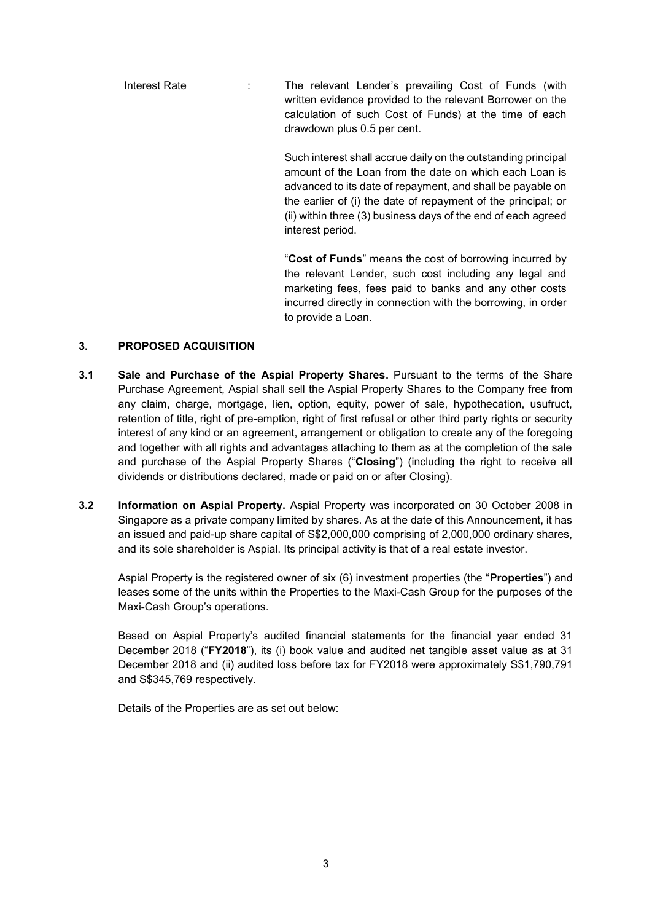| Interest Rate | : | The relevant Lender's prevailing Cost of Funds (with written evidence provided to the relevant Borrower on the calculation of such Cost of Funds) at the time of each drawdown plus 0.5 per cent.<br><br>Such interest shall accrue daily on the outstanding principal amount of the Loan from the date on which each Loan is advanced to its date of repayment, and shall be payable on the earlier of (i) the date of repayment of the principal; or (ii) within three (3) business days of the end of each agreed interest period.<br><br>"**Cost of Funds**" means the cost of borrowing incurred by the relevant Lender, such cost including any legal and marketing fees, fees paid to banks and any other costs incurred directly in connection with the borrowing, in order to provide a Loan. |
|---|---|---|

## 3. PROPOSED ACQUISITION

**3.1 Sale and Purchase of the Aspial Property Shares.** Pursuant to the terms of the Share Purchase Agreement, Aspial shall sell the Aspial Property Shares to the Company free from any claim, charge, mortgage, lien, option, equity, power of sale, hypothecation, usufruct, retention of title, right of pre-emption, right of first refusal or other third party rights or security interest of any kind or an agreement, arrangement or obligation to create any of the foregoing and together with all rights and advantages attaching to them as at the completion of the sale and purchase of the Aspial Property Shares ("**Closing**") (including the right to receive all dividends or distributions declared, made or paid on or after Closing).

**3.2 Information on Aspial Property.** Aspial Property was incorporated on 30 October 2008 in Singapore as a private company limited by shares. As at the date of this Announcement, it has an issued and paid-up share capital of S$2,000,000 comprising of 2,000,000 ordinary shares, and its sole shareholder is Aspial. Its principal activity is that of a real estate investor.

Aspial Property is the registered owner of six (6) investment properties (the "**Properties**") and leases some of the units within the Properties to the Maxi-Cash Group for the purposes of the Maxi-Cash Group's operations.

Based on Aspial Property's audited financial statements for the financial year ended 31 December 2018 ("**FY2018**"), its (i) book value and audited net tangible asset value as at 31 December 2018 and (ii) audited loss before tax for FY2018 were approximately S$1,790,791 and S$345,769 respectively.

Details of the Properties are as set out below: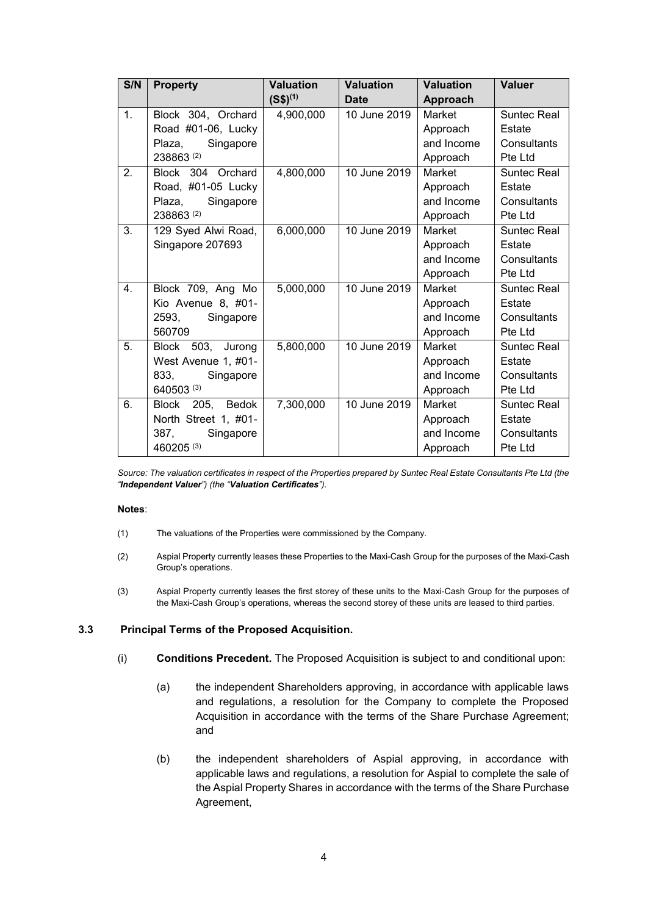| S/N | Property | Valuation (S$)[1] | Valuation Date | Valuation Approach | Valuer |
|---|---|---|---|---|---|
| 1. | Block 304, Orchard Road #01-06, Lucky Plaza, Singapore 238863 [2] | 4,900,000 | 10 June 2019 | Market Approach and Income Approach | Suntec Real Estate Consultants Pte Ltd |
| 2. | Block 304 Orchard Road, #01-05 Lucky Plaza, Singapore 238863 [2] | 4,800,000 | 10 June 2019 | Market Approach and Income Approach | Suntec Real Estate Consultants Pte Ltd |
| 3. | 129 Syed Alwi Road, Singapore 207693 | 6,000,000 | 10 June 2019 | Market Approach and Income Approach | Suntec Real Estate Consultants Pte Ltd |
| 4. | Block 709, Ang Mo Kio Avenue 8, #01-2593, Singapore 560709 | 5,000,000 | 10 June 2019 | Market Approach and Income Approach | Suntec Real Estate Consultants Pte Ltd |
| 5. | Block 503, Jurong West Avenue 1, #01-833, Singapore 640503 [3] | 5,800,000 | 10 June 2019 | Market Approach and Income Approach | Suntec Real Estate Consultants Pte Ltd |
| 6. | Block 205, Bedok North Street 1, #01-387, Singapore 460205 [3] | 7,300,000 | 10 June 2019 | Market Approach and Income Approach | Suntec Real Estate Consultants Pte Ltd |

*Source: The valuation certificates in respect of the Properties prepared by Suntec Real Estate Consultants Pte Ltd (the "**Independent Valuer**") (the "**Valuation Certificates**").*

**Notes**:

(1) The valuations of the Properties were commissioned by the Company.

(2) Aspial Property currently leases these Properties to the Maxi-Cash Group for the purposes of the Maxi-Cash Group's operations.

(3) Aspial Property currently leases the first storey of these units to the Maxi-Cash Group for the purposes of the Maxi-Cash Group's operations, whereas the second storey of these units are leased to third parties.

### 3.3 Principal Terms of the Proposed Acquisition.

(i) **Conditions Precedent.** The Proposed Acquisition is subject to and conditional upon:

(a) the independent Shareholders approving, in accordance with applicable laws and regulations, a resolution for the Company to complete the Proposed Acquisition in accordance with the terms of the Share Purchase Agreement; and

(b) the independent shareholders of Aspial approving, in accordance with applicable laws and regulations, a resolution for Aspial to complete the sale of the Aspial Property Shares in accordance with the terms of the Share Purchase Agreement,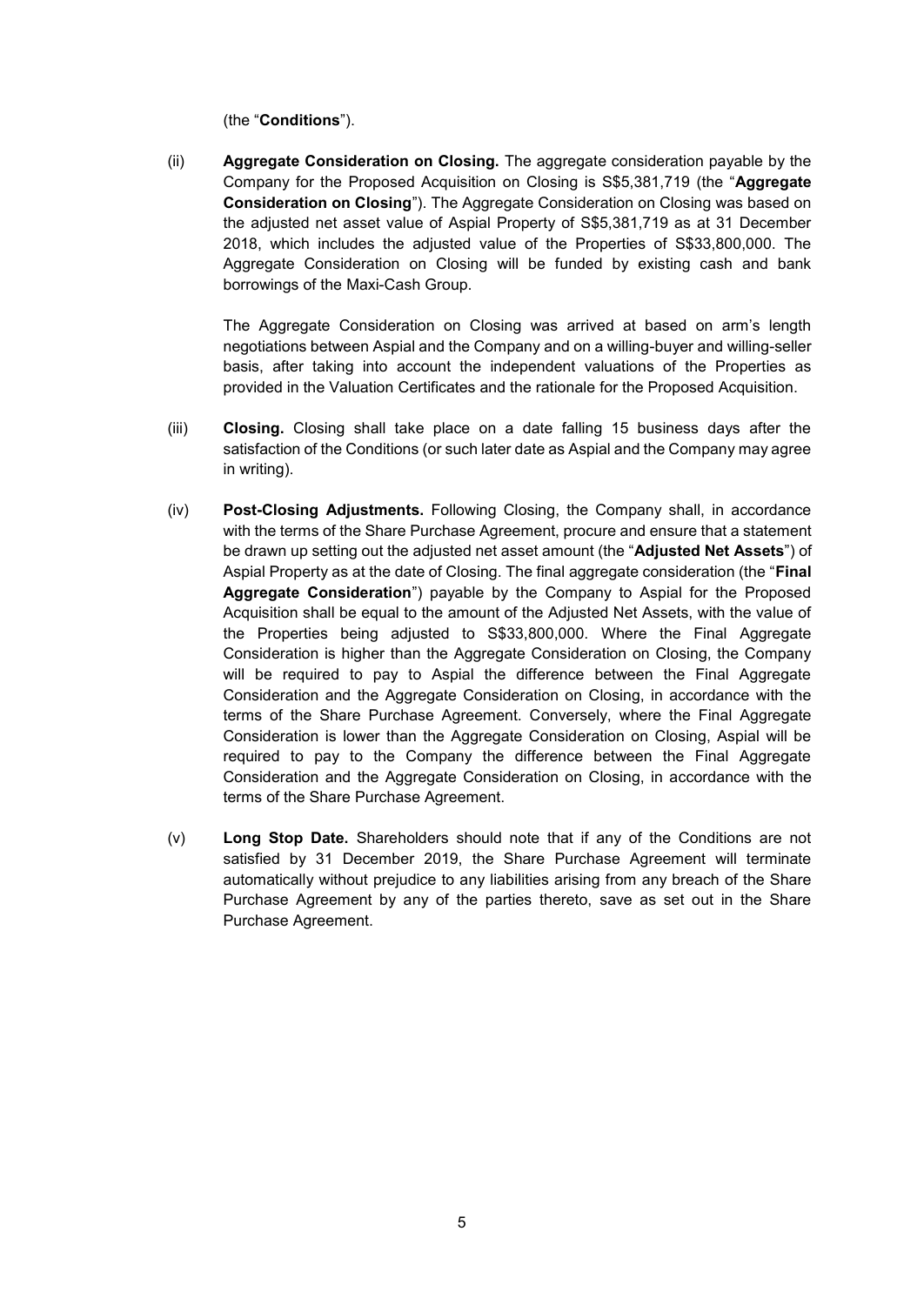(the "**Conditions**").

(ii) **Aggregate Consideration on Closing.** The aggregate consideration payable by the Company for the Proposed Acquisition on Closing is S$5,381,719 (the "**Aggregate Consideration on Closing**"). The Aggregate Consideration on Closing was based on the adjusted net asset value of Aspial Property of S$5,381,719 as at 31 December 2018, which includes the adjusted value of the Properties of S$33,800,000. The Aggregate Consideration on Closing will be funded by existing cash and bank borrowings of the Maxi-Cash Group.

The Aggregate Consideration on Closing was arrived at based on arm's length negotiations between Aspial and the Company and on a willing-buyer and willing-seller basis, after taking into account the independent valuations of the Properties as provided in the Valuation Certificates and the rationale for the Proposed Acquisition.

(iii) **Closing.** Closing shall take place on a date falling 15 business days after the satisfaction of the Conditions (or such later date as Aspial and the Company may agree in writing).

(iv) **Post-Closing Adjustments.** Following Closing, the Company shall, in accordance with the terms of the Share Purchase Agreement, procure and ensure that a statement be drawn up setting out the adjusted net asset amount (the "**Adjusted Net Assets**") of Aspial Property as at the date of Closing. The final aggregate consideration (the "**Final Aggregate Consideration**") payable by the Company to Aspial for the Proposed Acquisition shall be equal to the amount of the Adjusted Net Assets, with the value of the Properties being adjusted to S$33,800,000. Where the Final Aggregate Consideration is higher than the Aggregate Consideration on Closing, the Company will be required to pay to Aspial the difference between the Final Aggregate Consideration and the Aggregate Consideration on Closing, in accordance with the terms of the Share Purchase Agreement. Conversely, where the Final Aggregate Consideration is lower than the Aggregate Consideration on Closing, Aspial will be required to pay to the Company the difference between the Final Aggregate Consideration and the Aggregate Consideration on Closing, in accordance with the terms of the Share Purchase Agreement.

(v) **Long Stop Date.** Shareholders should note that if any of the Conditions are not satisfied by 31 December 2019, the Share Purchase Agreement will terminate automatically without prejudice to any liabilities arising from any breach of the Share Purchase Agreement by any of the parties thereto, save as set out in the Share Purchase Agreement.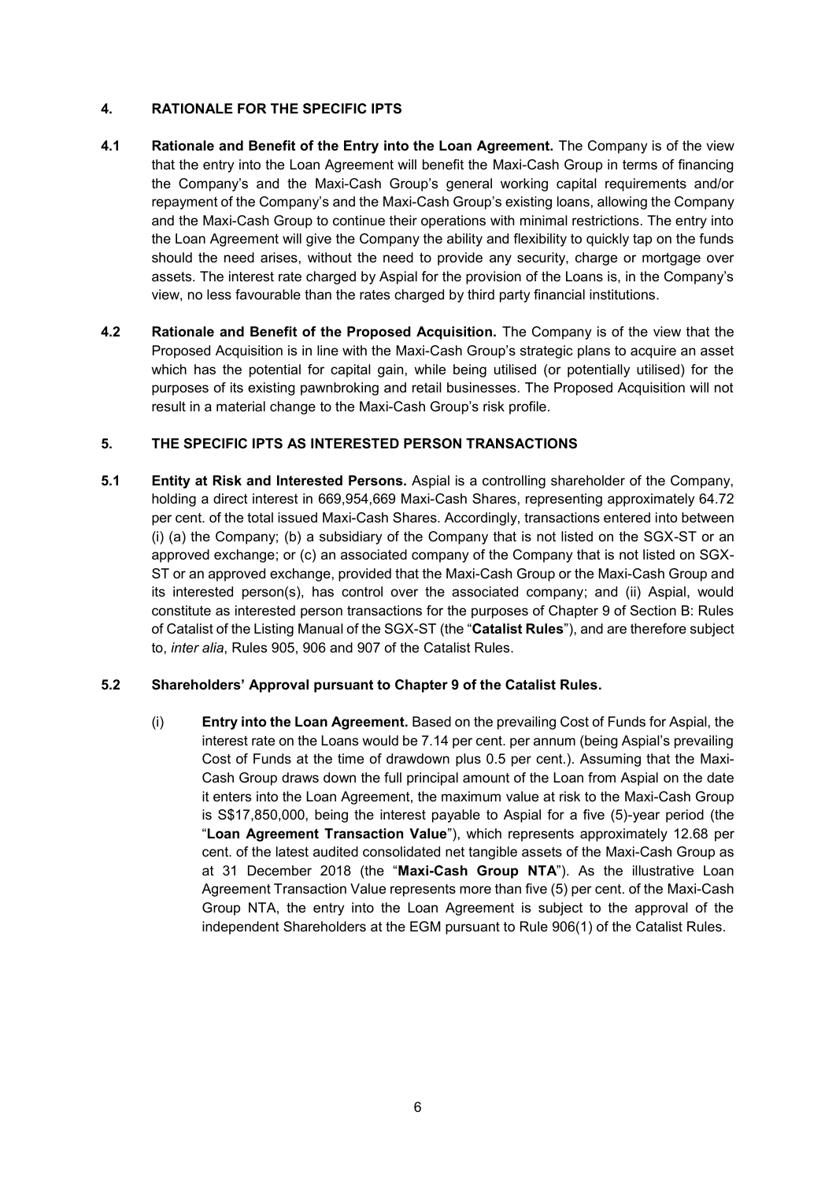## 4. RATIONALE FOR THE SPECIFIC IPTS

**4.1 Rationale and Benefit of the Entry into the Loan Agreement.** The Company is of the view that the entry into the Loan Agreement will benefit the Maxi-Cash Group in terms of financing the Company's and the Maxi-Cash Group's general working capital requirements and/or repayment of the Company's and the Maxi-Cash Group's existing loans, allowing the Company and the Maxi-Cash Group to continue their operations with minimal restrictions. The entry into the Loan Agreement will give the Company the ability and flexibility to quickly tap on the funds should the need arises, without the need to provide any security, charge or mortgage over assets. The interest rate charged by Aspial for the provision of the Loans is, in the Company's view, no less favourable than the rates charged by third party financial institutions.

**4.2 Rationale and Benefit of the Proposed Acquisition.** The Company is of the view that the Proposed Acquisition is in line with the Maxi-Cash Group's strategic plans to acquire an asset which has the potential for capital gain, while being utilised (or potentially utilised) for the purposes of its existing pawnbroking and retail businesses. The Proposed Acquisition will not result in a material change to the Maxi-Cash Group's risk profile.

## 5. THE SPECIFIC IPTS AS INTERESTED PERSON TRANSACTIONS

**5.1 Entity at Risk and Interested Persons.** Aspial is a controlling shareholder of the Company, holding a direct interest in 669,954,669 Maxi-Cash Shares, representing approximately 64.72 per cent. of the total issued Maxi-Cash Shares. Accordingly, transactions entered into between (i) (a) the Company; (b) a subsidiary of the Company that is not listed on the SGX-ST or an approved exchange; or (c) an associated company of the Company that is not listed on SGX-ST or an approved exchange, provided that the Maxi-Cash Group or the Maxi-Cash Group and its interested person(s), has control over the associated company; and (ii) Aspial, would constitute as interested person transactions for the purposes of Chapter 9 of Section B: Rules of Catalist of the Listing Manual of the SGX-ST (the "**Catalist Rules**"), and are therefore subject to, *inter alia*, Rules 905, 906 and 907 of the Catalist Rules.

**5.2 Shareholders' Approval pursuant to Chapter 9 of the Catalist Rules.**

(i) **Entry into the Loan Agreement.** Based on the prevailing Cost of Funds for Aspial, the interest rate on the Loans would be 7.14 per cent. per annum (being Aspial's prevailing Cost of Funds at the time of drawdown plus 0.5 per cent.). Assuming that the Maxi-Cash Group draws down the full principal amount of the Loan from Aspial on the date it enters into the Loan Agreement, the maximum value at risk to the Maxi-Cash Group is S$17,850,000, being the interest payable to Aspial for a five (5)-year period (the "**Loan Agreement Transaction Value**"), which represents approximately 12.68 per cent. of the latest audited consolidated net tangible assets of the Maxi-Cash Group as at 31 December 2018 (the "**Maxi-Cash Group NTA**"). As the illustrative Loan Agreement Transaction Value represents more than five (5) per cent. of the Maxi-Cash Group NTA, the entry into the Loan Agreement is subject to the approval of the independent Shareholders at the EGM pursuant to Rule 906(1) of the Catalist Rules.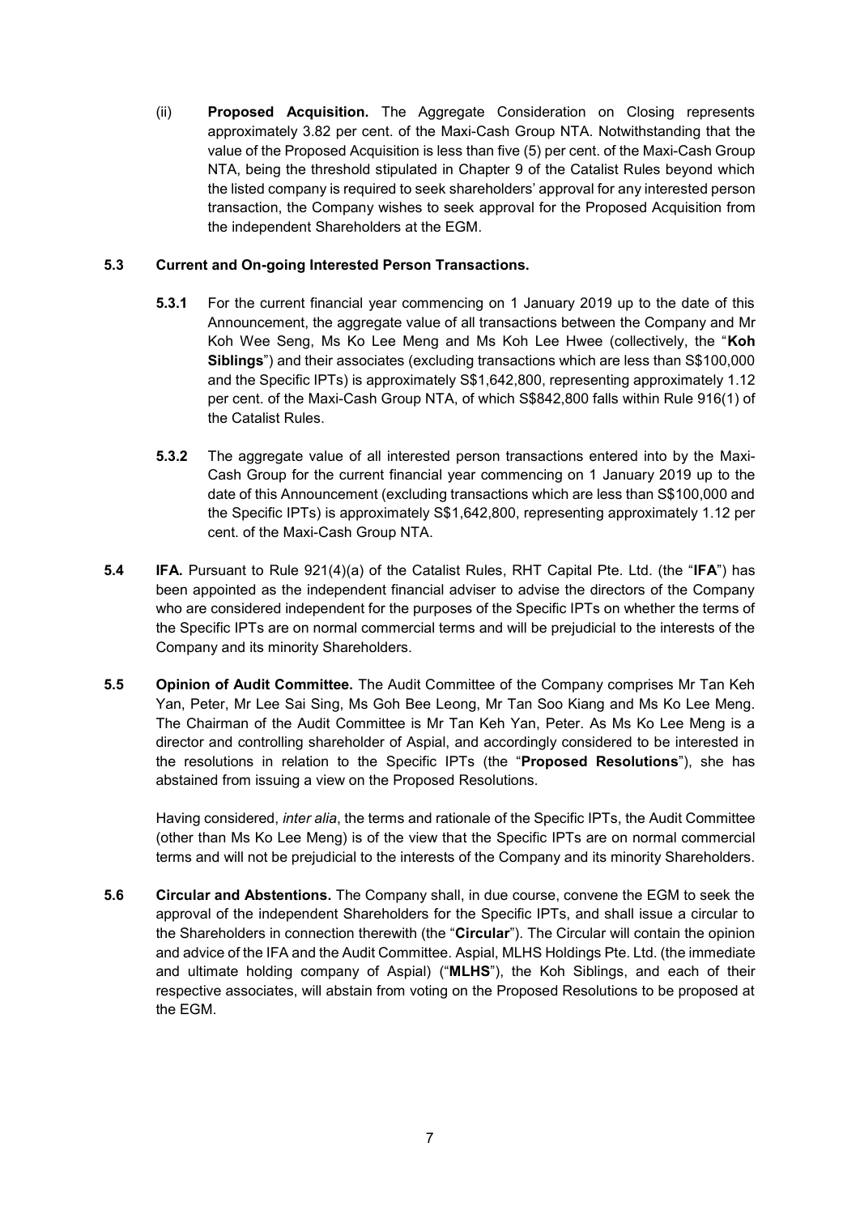(ii) **Proposed Acquisition.** The Aggregate Consideration on Closing represents approximately 3.82 per cent. of the Maxi-Cash Group NTA. Notwithstanding that the value of the Proposed Acquisition is less than five (5) per cent. of the Maxi-Cash Group NTA, being the threshold stipulated in Chapter 9 of the Catalist Rules beyond which the listed company is required to seek shareholders' approval for any interested person transaction, the Company wishes to seek approval for the Proposed Acquisition from the independent Shareholders at the EGM.

**5.3 Current and On-going Interested Person Transactions.**

**5.3.1** For the current financial year commencing on 1 January 2019 up to the date of this Announcement, the aggregate value of all transactions between the Company and Mr Koh Wee Seng, Ms Ko Lee Meng and Ms Koh Lee Hwee (collectively, the "**Koh Siblings**") and their associates (excluding transactions which are less than S$100,000 and the Specific IPTs) is approximately S$1,642,800, representing approximately 1.12 per cent. of the Maxi-Cash Group NTA, of which S$842,800 falls within Rule 916(1) of the Catalist Rules.

**5.3.2** The aggregate value of all interested person transactions entered into by the Maxi-Cash Group for the current financial year commencing on 1 January 2019 up to the date of this Announcement (excluding transactions which are less than S$100,000 and the Specific IPTs) is approximately S$1,642,800, representing approximately 1.12 per cent. of the Maxi-Cash Group NTA.

**5.4 IFA.** Pursuant to Rule 921(4)(a) of the Catalist Rules, RHT Capital Pte. Ltd. (the "**IFA**") has been appointed as the independent financial adviser to advise the directors of the Company who are considered independent for the purposes of the Specific IPTs on whether the terms of the Specific IPTs are on normal commercial terms and will be prejudicial to the interests of the Company and its minority Shareholders.

**5.5 Opinion of Audit Committee.** The Audit Committee of the Company comprises Mr Tan Keh Yan, Peter, Mr Lee Sai Sing, Ms Goh Bee Leong, Mr Tan Soo Kiang and Ms Ko Lee Meng. The Chairman of the Audit Committee is Mr Tan Keh Yan, Peter. As Ms Ko Lee Meng is a director and controlling shareholder of Aspial, and accordingly considered to be interested in the resolutions in relation to the Specific IPTs (the "**Proposed Resolutions**"), she has abstained from issuing a view on the Proposed Resolutions.

Having considered, *inter alia*, the terms and rationale of the Specific IPTs, the Audit Committee (other than Ms Ko Lee Meng) is of the view that the Specific IPTs are on normal commercial terms and will not be prejudicial to the interests of the Company and its minority Shareholders.

**5.6 Circular and Abstentions.** The Company shall, in due course, convene the EGM to seek the approval of the independent Shareholders for the Specific IPTs, and shall issue a circular to the Shareholders in connection therewith (the "**Circular**"). The Circular will contain the opinion and advice of the IFA and the Audit Committee. Aspial, MLHS Holdings Pte. Ltd. (the immediate and ultimate holding company of Aspial) ("**MLHS**"), the Koh Siblings, and each of their respective associates, will abstain from voting on the Proposed Resolutions to be proposed at the EGM.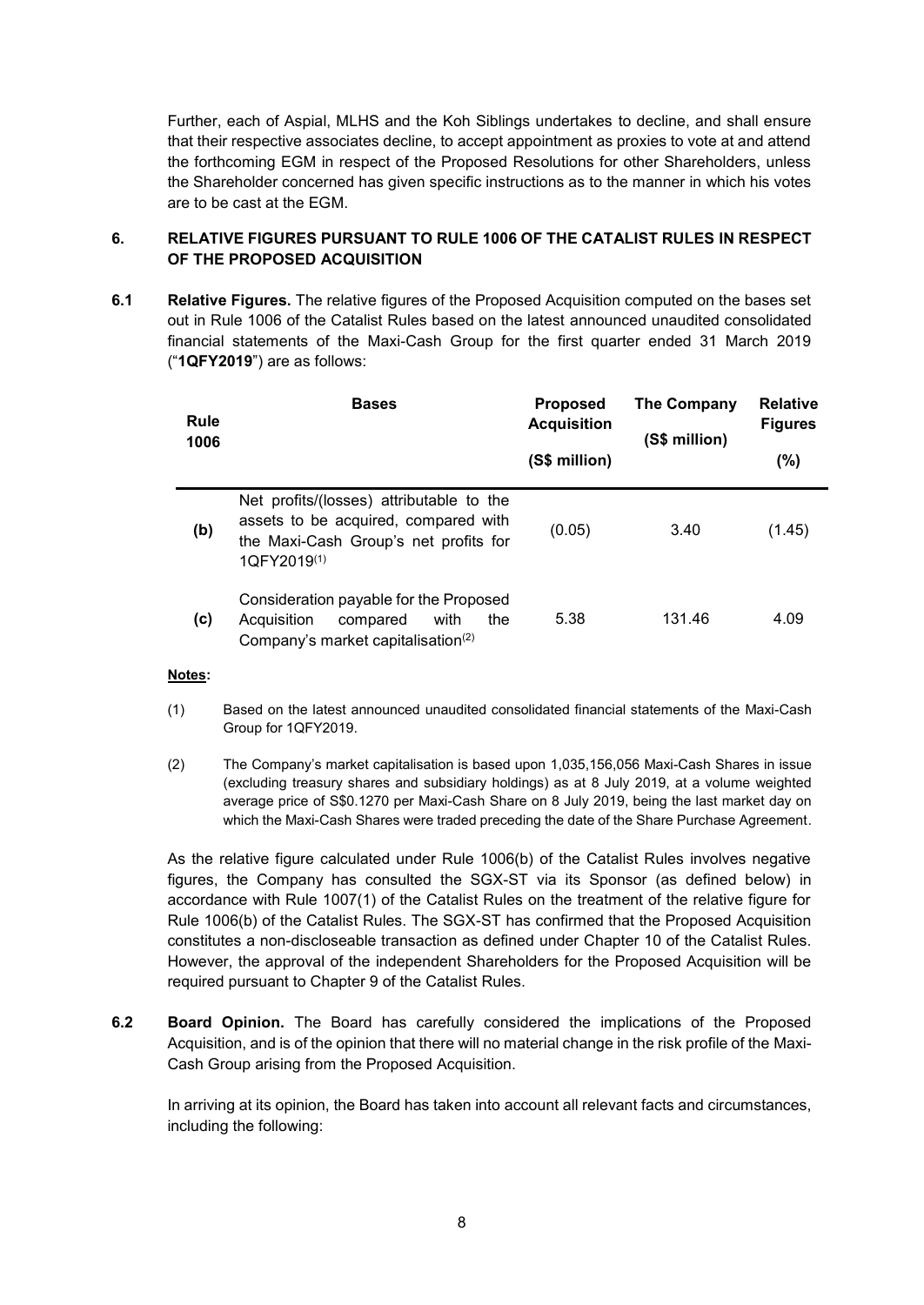Further, each of Aspial, MLHS and the Koh Siblings undertakes to decline, and shall ensure that their respective associates decline, to accept appointment as proxies to vote at and attend the forthcoming EGM in respect of the Proposed Resolutions for other Shareholders, unless the Shareholder concerned has given specific instructions as to the manner in which his votes are to be cast at the EGM.

## 6. RELATIVE FIGURES PURSUANT TO RULE 1006 OF THE CATALIST RULES IN RESPECT OF THE PROPOSED ACQUISITION

**6.1 Relative Figures.** The relative figures of the Proposed Acquisition computed on the bases set out in Rule 1006 of the Catalist Rules based on the latest announced unaudited consolidated financial statements of the Maxi-Cash Group for the first quarter ended 31 March 2019 ("**1QFY2019**") are as follows:

| Rule 1006 | Bases | Proposed Acquisition (S$ million) | The Company (S$ million) | Relative Figures (%) |
|---|---|---|---|---|
| (b) | Net profits/(losses) attributable to the assets to be acquired, compared with the Maxi-Cash Group's net profits for 1QFY2019[(1)] | (0.05) | 3.40 | (1.45) |
| (c) | Consideration payable for the Proposed Acquisition compared with the Company's market capitalisation[(2)] | 5.38 | 131.46 | 4.09 |

**Notes:**

(1) Based on the latest announced unaudited consolidated financial statements of the Maxi-Cash Group for 1QFY2019.

(2) The Company's market capitalisation is based upon 1,035,156,056 Maxi-Cash Shares in issue (excluding treasury shares and subsidiary holdings) as at 8 July 2019, at a volume weighted average price of S$0.1270 per Maxi-Cash Share on 8 July 2019, being the last market day on which the Maxi-Cash Shares were traded preceding the date of the Share Purchase Agreement.

As the relative figure calculated under Rule 1006(b) of the Catalist Rules involves negative figures, the Company has consulted the SGX-ST via its Sponsor (as defined below) in accordance with Rule 1007(1) of the Catalist Rules on the treatment of the relative figure for Rule 1006(b) of the Catalist Rules. The SGX-ST has confirmed that the Proposed Acquisition constitutes a non-discloseable transaction as defined under Chapter 10 of the Catalist Rules. However, the approval of the independent Shareholders for the Proposed Acquisition will be required pursuant to Chapter 9 of the Catalist Rules.

**6.2 Board Opinion.** The Board has carefully considered the implications of the Proposed Acquisition, and is of the opinion that there will no material change in the risk profile of the Maxi-Cash Group arising from the Proposed Acquisition.

In arriving at its opinion, the Board has taken into account all relevant facts and circumstances, including the following: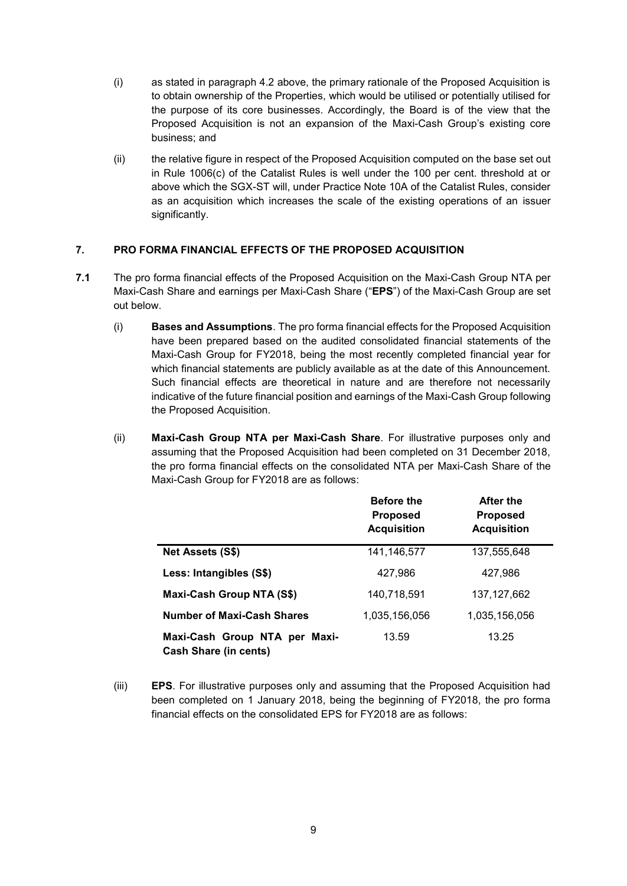(i) as stated in paragraph 4.2 above, the primary rationale of the Proposed Acquisition is to obtain ownership of the Properties, which would be utilised or potentially utilised for the purpose of its core businesses. Accordingly, the Board is of the view that the Proposed Acquisition is not an expansion of the Maxi-Cash Group's existing core business; and

(ii) the relative figure in respect of the Proposed Acquisition computed on the base set out in Rule 1006(c) of the Catalist Rules is well under the 100 per cent. threshold at or above which the SGX-ST will, under Practice Note 10A of the Catalist Rules, consider as an acquisition which increases the scale of the existing operations of an issuer significantly.

## 7. PRO FORMA FINANCIAL EFFECTS OF THE PROPOSED ACQUISITION

**7.1** The pro forma financial effects of the Proposed Acquisition on the Maxi-Cash Group NTA per Maxi-Cash Share and earnings per Maxi-Cash Share ("**EPS**") of the Maxi-Cash Group are set out below.

(i) **Bases and Assumptions**. The pro forma financial effects for the Proposed Acquisition have been prepared based on the audited consolidated financial statements of the Maxi-Cash Group for FY2018, being the most recently completed financial year for which financial statements are publicly available as at the date of this Announcement. Such financial effects are theoretical in nature and are therefore not necessarily indicative of the future financial position and earnings of the Maxi-Cash Group following the Proposed Acquisition.

(ii) **Maxi-Cash Group NTA per Maxi-Cash Share**. For illustrative purposes only and assuming that the Proposed Acquisition had been completed on 31 December 2018, the pro forma financial effects on the consolidated NTA per Maxi-Cash Share of the Maxi-Cash Group for FY2018 are as follows:

| | **Before the Proposed Acquisition** | **After the Proposed Acquisition** |
|---|---|---|
| **Net Assets (S$)** | 141,146,577 | 137,555,648 |
| **Less: Intangibles (S$)** | 427,986 | 427,986 |
| **Maxi-Cash Group NTA (S$)** | 140,718,591 | 137,127,662 |
| **Number of Maxi-Cash Shares** | 1,035,156,056 | 1,035,156,056 |
| **Maxi-Cash Group NTA per Maxi-Cash Share (in cents)** | 13.59 | 13.25 |

(iii) **EPS**. For illustrative purposes only and assuming that the Proposed Acquisition had been completed on 1 January 2018, being the beginning of FY2018, the pro forma financial effects on the consolidated EPS for FY2018 are as follows: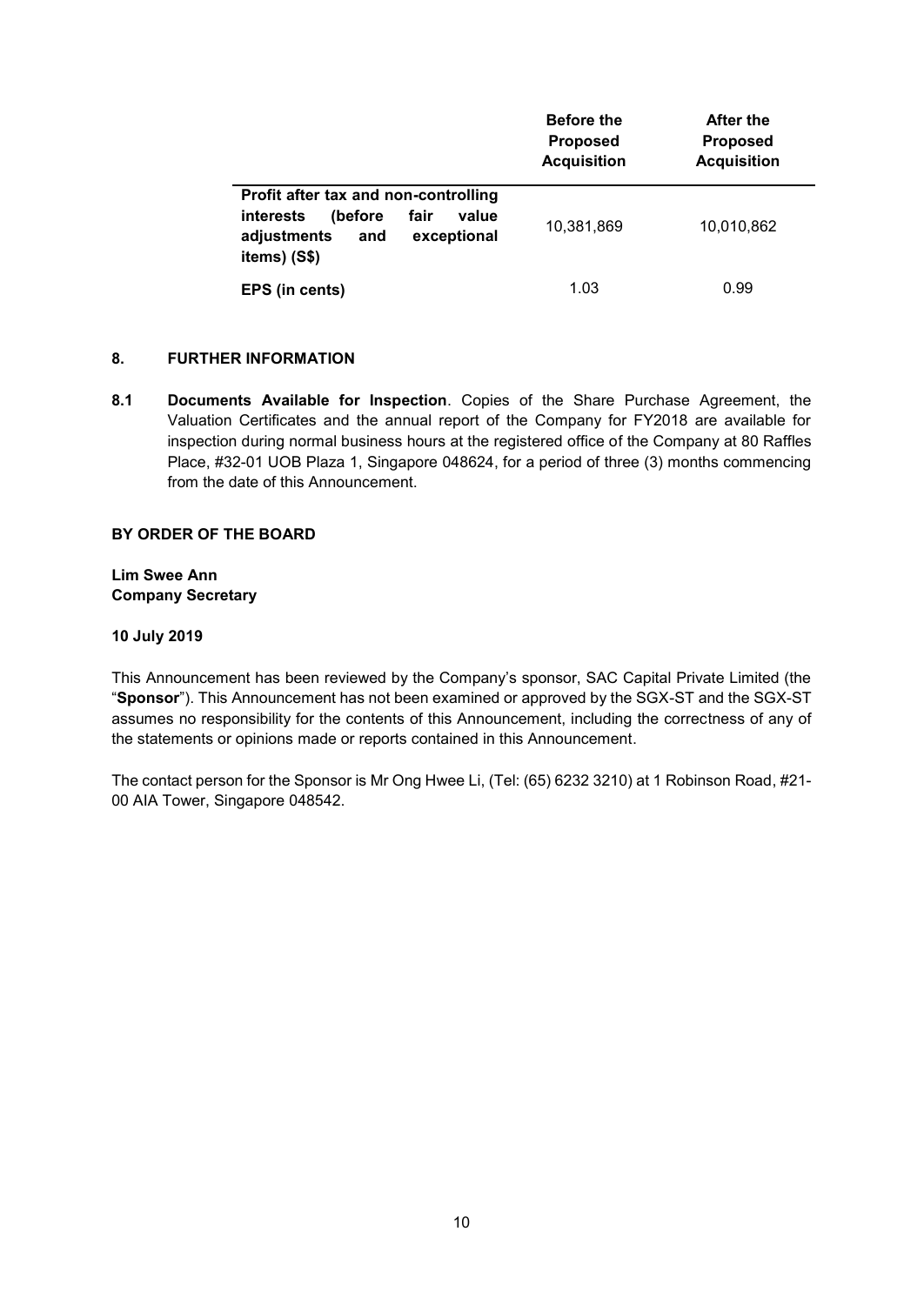| | Before the Proposed Acquisition | After the Proposed Acquisition |
|---|---|---|
| **Profit after tax and non-controlling interests (before fair value adjustments and exceptional items) (S$)** | 10,381,869 | 10,010,862 |
| **EPS (in cents)** | 1.03 | 0.99 |

## 8. FURTHER INFORMATION

**8.1 Documents Available for Inspection**. Copies of the Share Purchase Agreement, the Valuation Certificates and the annual report of the Company for FY2018 are available for inspection during normal business hours at the registered office of the Company at 80 Raffles Place, #32-01 UOB Plaza 1, Singapore 048624, for a period of three (3) months commencing from the date of this Announcement.

**BY ORDER OF THE BOARD**

**Lim Swee Ann**
**Company Secretary**

**10 July 2019**

This Announcement has been reviewed by the Company's sponsor, SAC Capital Private Limited (the "**Sponsor**"). This Announcement has not been examined or approved by the SGX-ST and the SGX-ST assumes no responsibility for the contents of this Announcement, including the correctness of any of the statements or opinions made or reports contained in this Announcement.

The contact person for the Sponsor is Mr Ong Hwee Li, (Tel: (65) 6232 3210) at 1 Robinson Road, #21-00 AIA Tower, Singapore 048542.